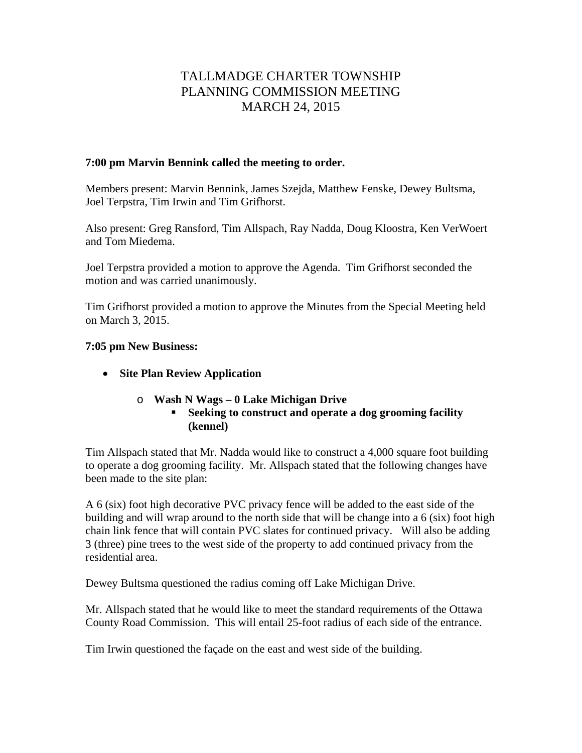# TALLMADGE CHARTER TOWNSHIP
# PLANNING COMMISSION MEETING
# MARCH 24, 2015

**7:00 pm Marvin Bennink called the meeting to order.**

Members present: Marvin Bennink, James Szejda, Matthew Fenske, Dewey Bultsma, Joel Terpstra, Tim Irwin and Tim Grifhorst.

Also present: Greg Ransford, Tim Allspach, Ray Nadda, Doug Kloostra, Ken VerWoert and Tom Miedema.

Joel Terpstra provided a motion to approve the Agenda. Tim Grifhorst seconded the motion and was carried unanimously.

Tim Grifhorst provided a motion to approve the Minutes from the Special Meeting held on March 3, 2015.

**7:05 pm New Business:**

- **Site Plan Review Application**
  - **Wash N Wags – 0 Lake Michigan Drive**
    - **Seeking to construct and operate a dog grooming facility (kennel)**

Tim Allspach stated that Mr. Nadda would like to construct a 4,000 square foot building to operate a dog grooming facility. Mr. Allspach stated that the following changes have been made to the site plan:

A 6 (six) foot high decorative PVC privacy fence will be added to the east side of the building and will wrap around to the north side that will be change into a 6 (six) foot high chain link fence that will contain PVC slates for continued privacy. Will also be adding 3 (three) pine trees to the west side of the property to add continued privacy from the residential area.

Dewey Bultsma questioned the radius coming off Lake Michigan Drive.

Mr. Allspach stated that he would like to meet the standard requirements of the Ottawa County Road Commission. This will entail 25-foot radius of each side of the entrance.

Tim Irwin questioned the façade on the east and west side of the building.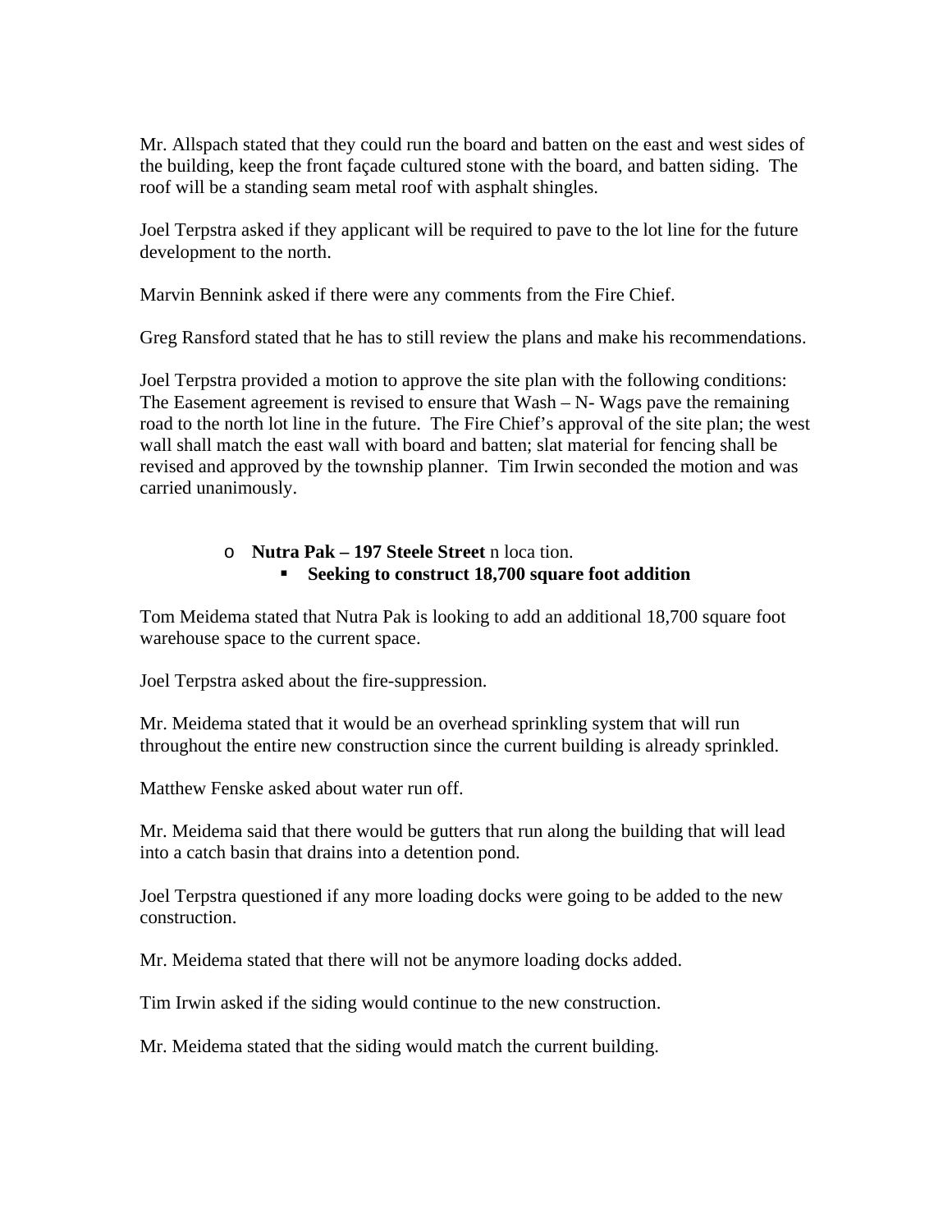Mr. Allspach stated that they could run the board and batten on the east and west sides of the building, keep the front façade cultured stone with the board, and batten siding. The roof will be a standing seam metal roof with asphalt shingles.

Joel Terpstra asked if they applicant will be required to pave to the lot line for the future development to the north.

Marvin Bennink asked if there were any comments from the Fire Chief.

Greg Ransford stated that he has to still review the plans and make his recommendations.

Joel Terpstra provided a motion to approve the site plan with the following conditions: The Easement agreement is revised to ensure that Wash – N- Wags pave the remaining road to the north lot line in the future. The Fire Chief's approval of the site plan; the west wall shall match the east wall with board and batten; slat material for fencing shall be revised and approved by the township planner. Tim Irwin seconded the motion and was carried unanimously.

- **Nutra Pak – 197 Steele Street** n loca tion.
  - **Seeking to construct 18,700 square foot addition**

Tom Meidema stated that Nutra Pak is looking to add an additional 18,700 square foot warehouse space to the current space.

Joel Terpstra asked about the fire-suppression.

Mr. Meidema stated that it would be an overhead sprinkling system that will run throughout the entire new construction since the current building is already sprinkled.

Matthew Fenske asked about water run off.

Mr. Meidema said that there would be gutters that run along the building that will lead into a catch basin that drains into a detention pond.

Joel Terpstra questioned if any more loading docks were going to be added to the new construction.

Mr. Meidema stated that there will not be anymore loading docks added.

Tim Irwin asked if the siding would continue to the new construction.

Mr. Meidema stated that the siding would match the current building.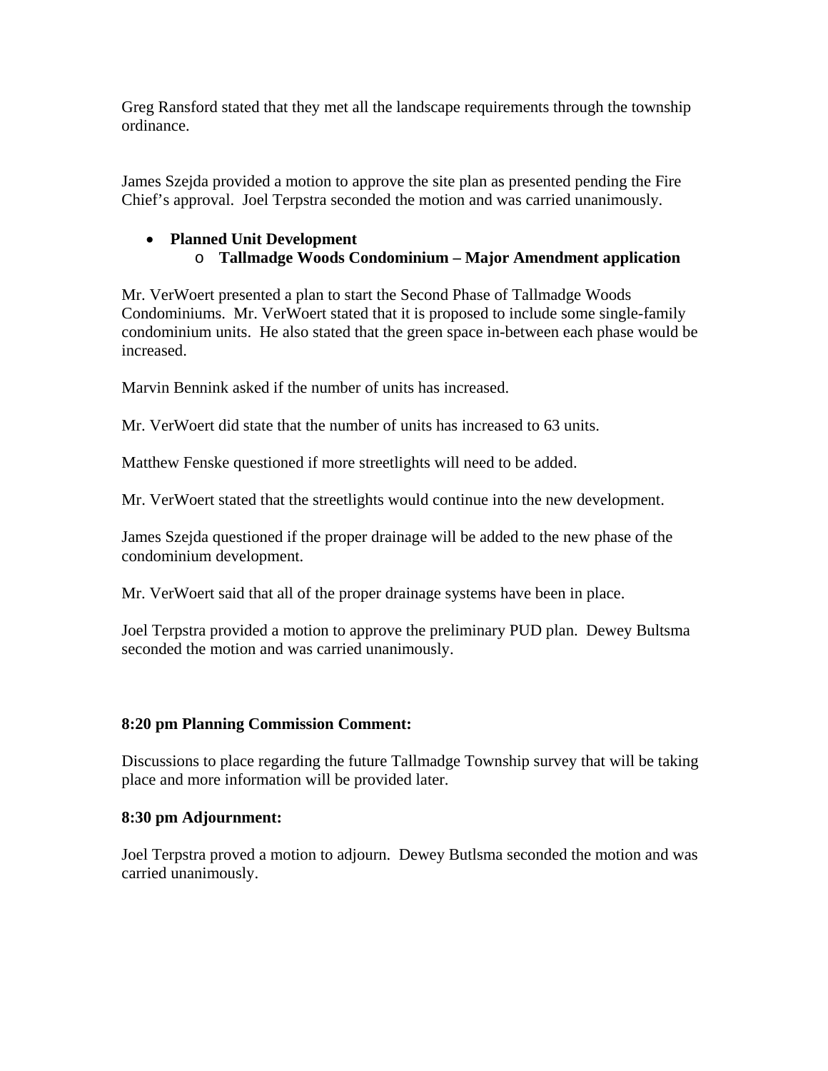Greg Ransford stated that they met all the landscape requirements through the township ordinance.

James Szejda provided a motion to approve the site plan as presented pending the Fire Chief's approval. Joel Terpstra seconded the motion and was carried unanimously.

- **Planned Unit Development**
  - **Tallmadge Woods Condominium – Major Amendment application**

Mr. VerWoert presented a plan to start the Second Phase of Tallmadge Woods Condominiums. Mr. VerWoert stated that it is proposed to include some single-family condominium units. He also stated that the green space in-between each phase would be increased.

Marvin Bennink asked if the number of units has increased.

Mr. VerWoert did state that the number of units has increased to 63 units.

Matthew Fenske questioned if more streetlights will need to be added.

Mr. VerWoert stated that the streetlights would continue into the new development.

James Szejda questioned if the proper drainage will be added to the new phase of the condominium development.

Mr. VerWoert said that all of the proper drainage systems have been in place.

Joel Terpstra provided a motion to approve the preliminary PUD plan. Dewey Bultsma seconded the motion and was carried unanimously.

**8:20 pm Planning Commission Comment:**

Discussions to place regarding the future Tallmadge Township survey that will be taking place and more information will be provided later.

**8:30 pm Adjournment:**

Joel Terpstra proved a motion to adjourn. Dewey Butlsma seconded the motion and was carried unanimously.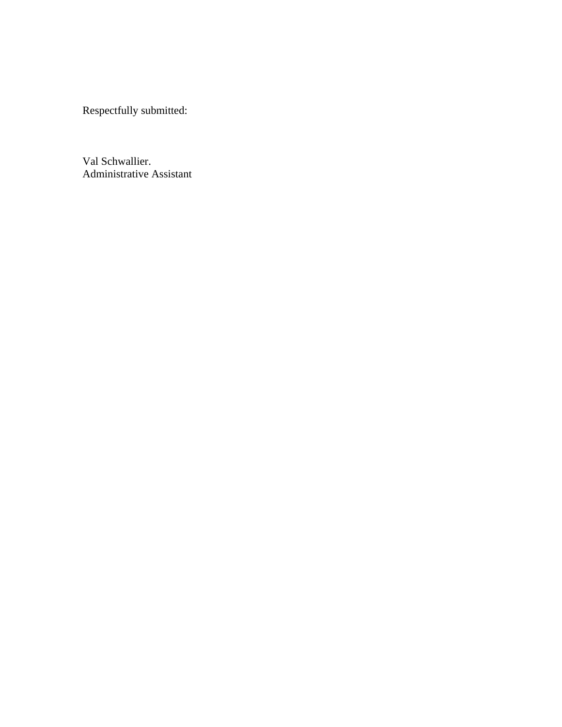Respectfully submitted:

Val Schwallier.
Administrative Assistant